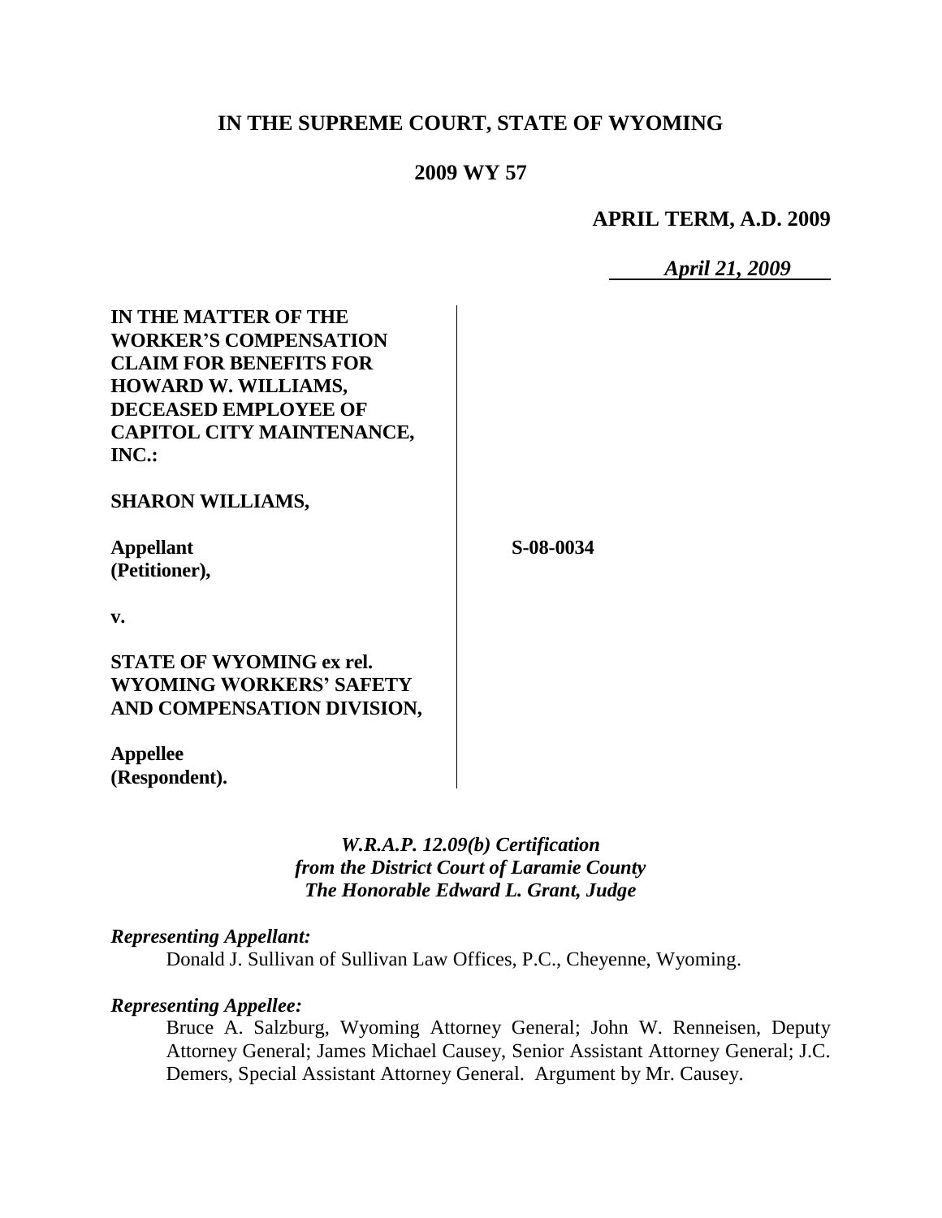# IN THE SUPREME COURT, STATE OF WYOMING

## 2009 WY 57

**APRIL TERM, A.D. 2009**

*April 21, 2009*

| | |
|---|---|
| **IN THE MATTER OF THE WORKER'S COMPENSATION CLAIM FOR BENEFITS FOR HOWARD W. WILLIAMS, DECEASED EMPLOYEE OF CAPITOL CITY MAINTENANCE, INC.:** | |
| **SHARON WILLIAMS,** | |
| **Appellant (Petitioner),** | **S-08-0034** |
| **v.** | |
| **STATE OF WYOMING ex rel. WYOMING WORKERS' SAFETY AND COMPENSATION DIVISION,** | |
| **Appellee (Respondent).** | |

*W.R.A.P. 12.09(b) Certification*
*from the District Court of Laramie County*
*The Honorable Edward L. Grant, Judge*

***Representing Appellant:***

Donald J. Sullivan of Sullivan Law Offices, P.C., Cheyenne, Wyoming.

***Representing Appellee:***

Bruce A. Salzburg, Wyoming Attorney General; John W. Renneisen, Deputy Attorney General; James Michael Causey, Senior Assistant Attorney General; J.C. Demers, Special Assistant Attorney General. Argument by Mr. Causey.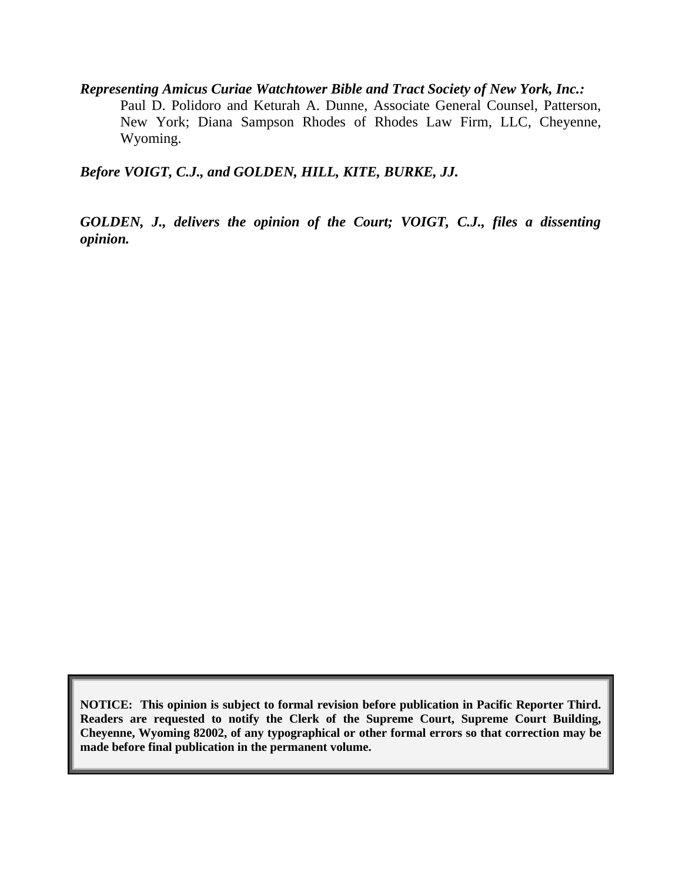***Representing Amicus Curiae Watchtower Bible and Tract Society of New York, Inc.:***

Paul D. Polidoro and Keturah A. Dunne, Associate General Counsel, Patterson, New York; Diana Sampson Rhodes of Rhodes Law Firm, LLC, Cheyenne, Wyoming.

***Before VOIGT, C.J., and GOLDEN, HILL, KITE, BURKE, JJ.***

***GOLDEN, J., delivers the opinion of the Court; VOIGT, C.J., files a dissenting opinion.***

**NOTICE: This opinion is subject to formal revision before publication in Pacific Reporter Third. Readers are requested to notify the Clerk of the Supreme Court, Supreme Court Building, Cheyenne, Wyoming 82002, of any typographical or other formal errors so that correction may be made before final publication in the permanent volume.**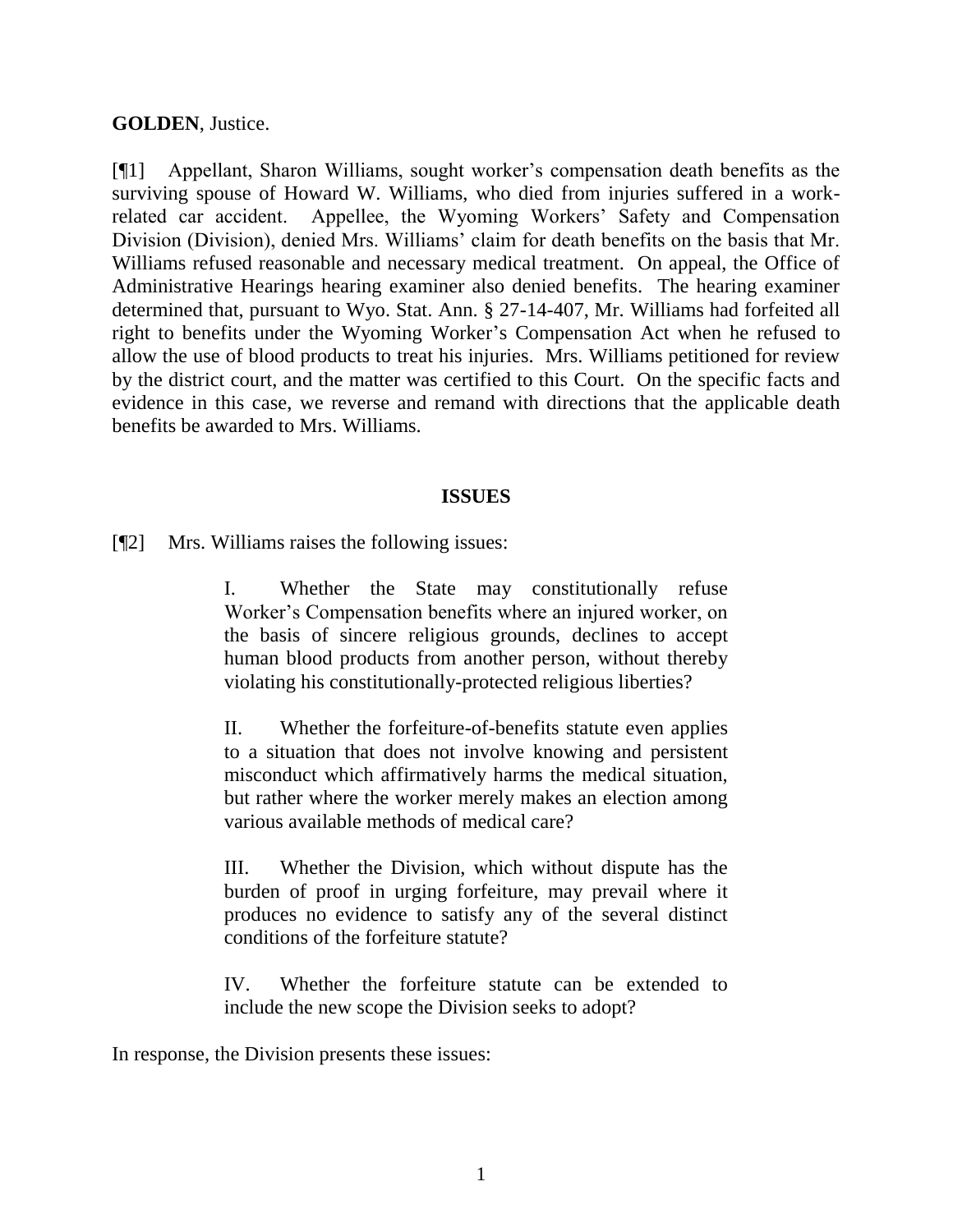**GOLDEN**, Justice.

[¶1] Appellant, Sharon Williams, sought worker's compensation death benefits as the surviving spouse of Howard W. Williams, who died from injuries suffered in a work-related car accident. Appellee, the Wyoming Workers' Safety and Compensation Division (Division), denied Mrs. Williams' claim for death benefits on the basis that Mr. Williams refused reasonable and necessary medical treatment. On appeal, the Office of Administrative Hearings hearing examiner also denied benefits. The hearing examiner determined that, pursuant to Wyo. Stat. Ann. § 27-14-407, Mr. Williams had forfeited all right to benefits under the Wyoming Worker's Compensation Act when he refused to allow the use of blood products to treat his injuries. Mrs. Williams petitioned for review by the district court, and the matter was certified to this Court. On the specific facts and evidence in this case, we reverse and remand with directions that the applicable death benefits be awarded to Mrs. Williams.

## ISSUES

[¶2] Mrs. Williams raises the following issues:

> I. Whether the State may constitutionally refuse Worker's Compensation benefits where an injured worker, on the basis of sincere religious grounds, declines to accept human blood products from another person, without thereby violating his constitutionally-protected religious liberties?
>
> II. Whether the forfeiture-of-benefits statute even applies to a situation that does not involve knowing and persistent misconduct which affirmatively harms the medical situation, but rather where the worker merely makes an election among various available methods of medical care?
>
> III. Whether the Division, which without dispute has the burden of proof in urging forfeiture, may prevail where it produces no evidence to satisfy any of the several distinct conditions of the forfeiture statute?
>
> IV. Whether the forfeiture statute can be extended to include the new scope the Division seeks to adopt?

In response, the Division presents these issues: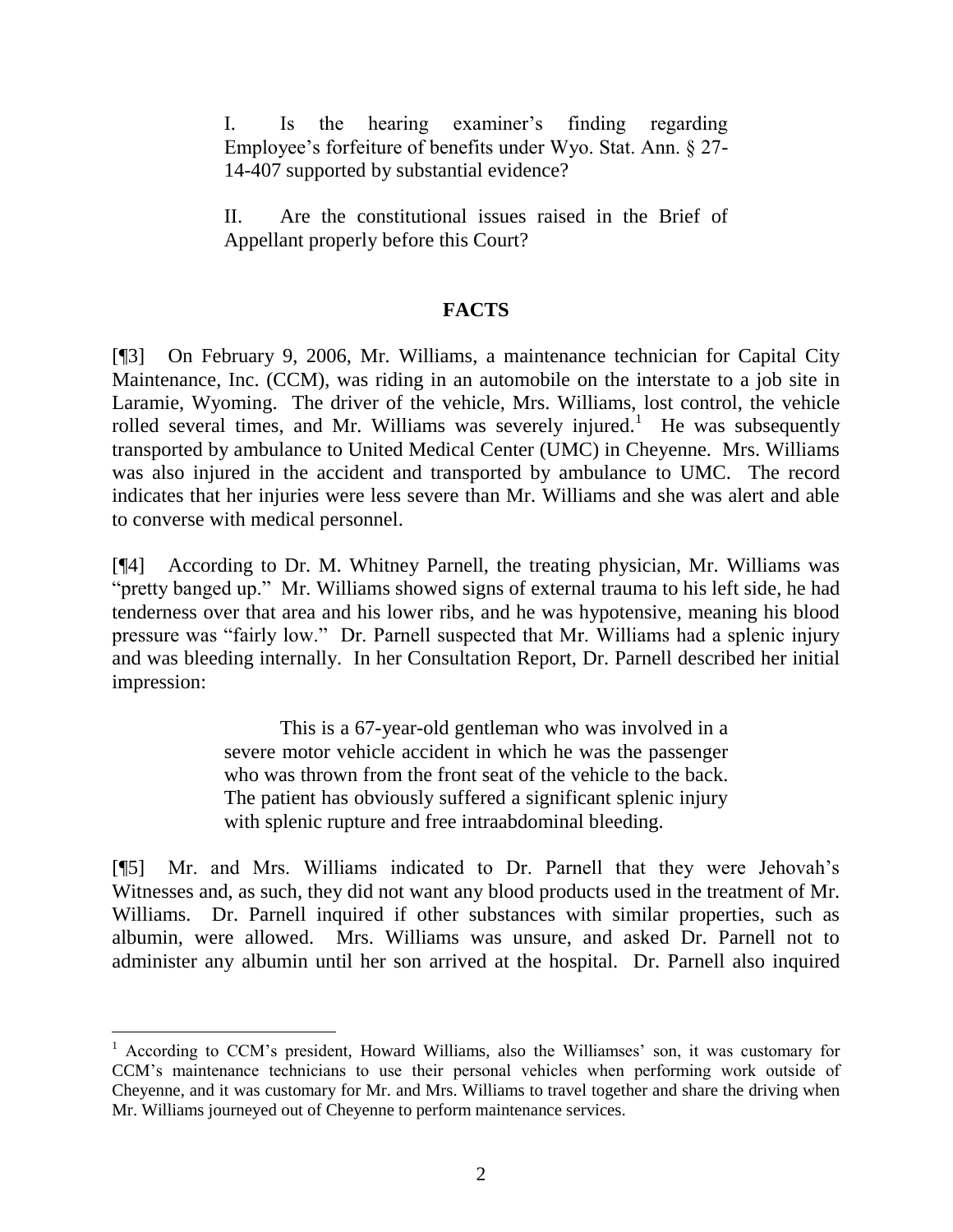> I. Is the hearing examiner's finding regarding Employee's forfeiture of benefits under Wyo. Stat. Ann. § 27-14-407 supported by substantial evidence?
>
> II. Are the constitutional issues raised in the Brief of Appellant properly before this Court?

## FACTS

[¶3] On February 9, 2006, Mr. Williams, a maintenance technician for Capital City Maintenance, Inc. (CCM), was riding in an automobile on the interstate to a job site in Laramie, Wyoming. The driver of the vehicle, Mrs. Williams, lost control, the vehicle rolled several times, and Mr. Williams was severely injured.[1] He was subsequently transported by ambulance to United Medical Center (UMC) in Cheyenne. Mrs. Williams was also injured in the accident and transported by ambulance to UMC. The record indicates that her injuries were less severe than Mr. Williams and she was alert and able to converse with medical personnel.

[¶4] According to Dr. M. Whitney Parnell, the treating physician, Mr. Williams was "pretty banged up." Mr. Williams showed signs of external trauma to his left side, he had tenderness over that area and his lower ribs, and he was hypotensive, meaning his blood pressure was "fairly low." Dr. Parnell suspected that Mr. Williams had a splenic injury and was bleeding internally. In her Consultation Report, Dr. Parnell described her initial impression:

> This is a 67-year-old gentleman who was involved in a severe motor vehicle accident in which he was the passenger who was thrown from the front seat of the vehicle to the back. The patient has obviously suffered a significant splenic injury with splenic rupture and free intraabdominal bleeding.

[¶5] Mr. and Mrs. Williams indicated to Dr. Parnell that they were Jehovah's Witnesses and, as such, they did not want any blood products used in the treatment of Mr. Williams. Dr. Parnell inquired if other substances with similar properties, such as albumin, were allowed. Mrs. Williams was unsure, and asked Dr. Parnell not to administer any albumin until her son arrived at the hospital. Dr. Parnell also inquired

---

[1] According to CCM's president, Howard Williams, also the Williamses' son, it was customary for CCM's maintenance technicians to use their personal vehicles when performing work outside of Cheyenne, and it was customary for Mr. and Mrs. Williams to travel together and share the driving when Mr. Williams journeyed out of Cheyenne to perform maintenance services.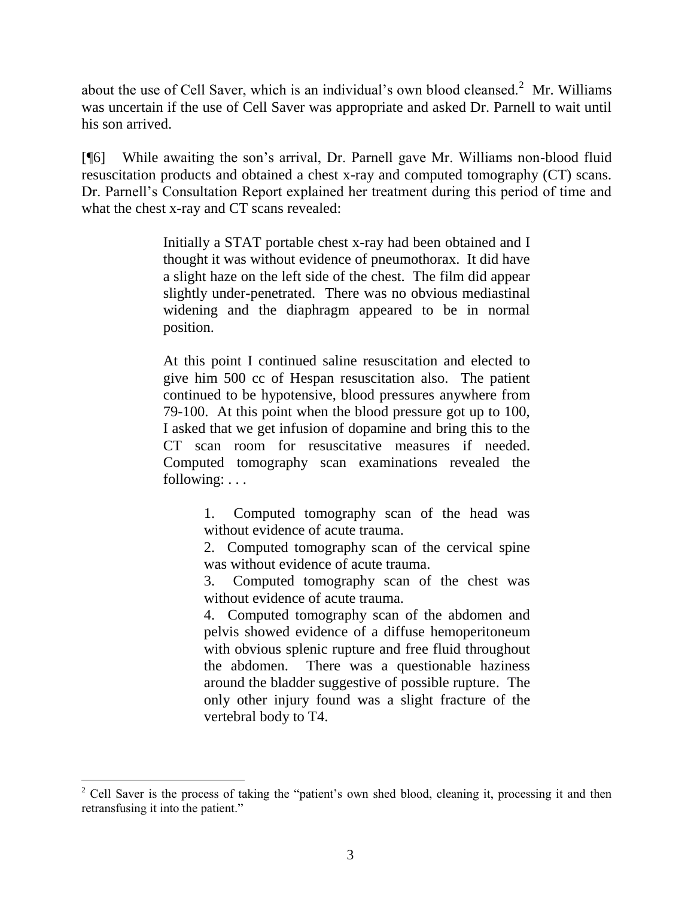about the use of Cell Saver, which is an individual's own blood cleansed.[2] Mr. Williams was uncertain if the use of Cell Saver was appropriate and asked Dr. Parnell to wait until his son arrived.

[¶6] While awaiting the son's arrival, Dr. Parnell gave Mr. Williams non-blood fluid resuscitation products and obtained a chest x-ray and computed tomography (CT) scans. Dr. Parnell's Consultation Report explained her treatment during this period of time and what the chest x-ray and CT scans revealed:

> Initially a STAT portable chest x-ray had been obtained and I thought it was without evidence of pneumothorax. It did have a slight haze on the left side of the chest. The film did appear slightly under-penetrated. There was no obvious mediastinal widening and the diaphragm appeared to be in normal position.
>
> At this point I continued saline resuscitation and elected to give him 500 cc of Hespan resuscitation also. The patient continued to be hypotensive, blood pressures anywhere from 79-100. At this point when the blood pressure got up to 100, I asked that we get infusion of dopamine and bring this to the CT scan room for resuscitative measures if needed. Computed tomography scan examinations revealed the following: . . .
>
> > 1. Computed tomography scan of the head was without evidence of acute trauma.
> > 2. Computed tomography scan of the cervical spine was without evidence of acute trauma.
> > 3. Computed tomography scan of the chest was without evidence of acute trauma.
> > 4. Computed tomography scan of the abdomen and pelvis showed evidence of a diffuse hemoperitoneum with obvious splenic rupture and free fluid throughout the abdomen. There was a questionable haziness around the bladder suggestive of possible rupture. The only other injury found was a slight fracture of the vertebral body to T4.

---

[2] Cell Saver is the process of taking the "patient's own shed blood, cleaning it, processing it and then retransfusing it into the patient."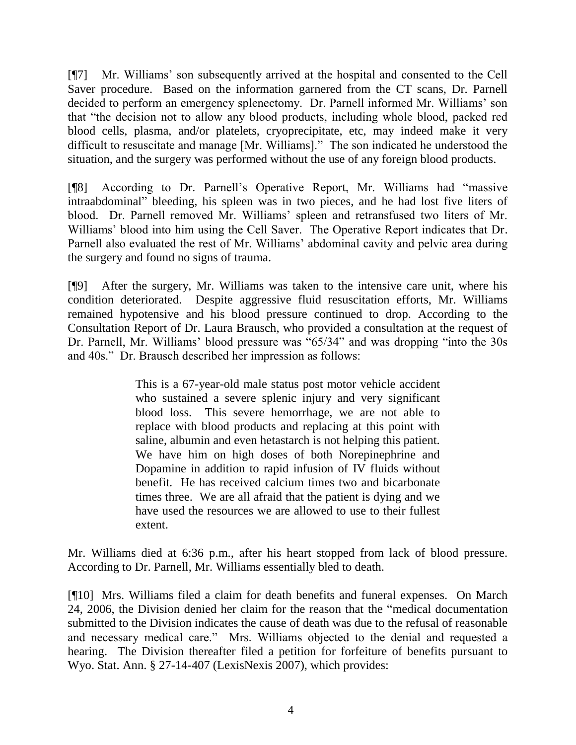[¶7] Mr. Williams' son subsequently arrived at the hospital and consented to the Cell Saver procedure. Based on the information garnered from the CT scans, Dr. Parnell decided to perform an emergency splenectomy. Dr. Parnell informed Mr. Williams' son that "the decision not to allow any blood products, including whole blood, packed red blood cells, plasma, and/or platelets, cryoprecipitate, etc, may indeed make it very difficult to resuscitate and manage [Mr. Williams]." The son indicated he understood the situation, and the surgery was performed without the use of any foreign blood products.

[¶8] According to Dr. Parnell's Operative Report, Mr. Williams had "massive intraabdominal" bleeding, his spleen was in two pieces, and he had lost five liters of blood. Dr. Parnell removed Mr. Williams' spleen and retransfused two liters of Mr. Williams' blood into him using the Cell Saver. The Operative Report indicates that Dr. Parnell also evaluated the rest of Mr. Williams' abdominal cavity and pelvic area during the surgery and found no signs of trauma.

[¶9] After the surgery, Mr. Williams was taken to the intensive care unit, where his condition deteriorated. Despite aggressive fluid resuscitation efforts, Mr. Williams remained hypotensive and his blood pressure continued to drop. According to the Consultation Report of Dr. Laura Brausch, who provided a consultation at the request of Dr. Parnell, Mr. Williams' blood pressure was "65/34" and was dropping "into the 30s and 40s." Dr. Brausch described her impression as follows:

> This is a 67-year-old male status post motor vehicle accident who sustained a severe splenic injury and very significant blood loss. This severe hemorrhage, we are not able to replace with blood products and replacing at this point with saline, albumin and even hetastarch is not helping this patient. We have him on high doses of both Norepinephrine and Dopamine in addition to rapid infusion of IV fluids without benefit. He has received calcium times two and bicarbonate times three. We are all afraid that the patient is dying and we have used the resources we are allowed to use to their fullest extent.

Mr. Williams died at 6:36 p.m., after his heart stopped from lack of blood pressure. According to Dr. Parnell, Mr. Williams essentially bled to death.

[¶10] Mrs. Williams filed a claim for death benefits and funeral expenses. On March 24, 2006, the Division denied her claim for the reason that the "medical documentation submitted to the Division indicates the cause of death was due to the refusal of reasonable and necessary medical care." Mrs. Williams objected to the denial and requested a hearing. The Division thereafter filed a petition for forfeiture of benefits pursuant to Wyo. Stat. Ann. § 27-14-407 (LexisNexis 2007), which provides: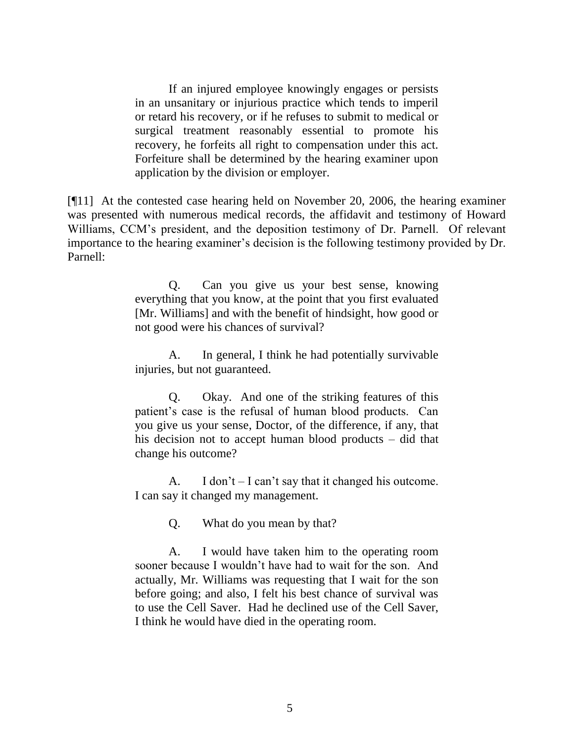> If an injured employee knowingly engages or persists in an unsanitary or injurious practice which tends to imperil or retard his recovery, or if he refuses to submit to medical or surgical treatment reasonably essential to promote his recovery, he forfeits all right to compensation under this act. Forfeiture shall be determined by the hearing examiner upon application by the division or employer.

[¶11] At the contested case hearing held on November 20, 2006, the hearing examiner was presented with numerous medical records, the affidavit and testimony of Howard Williams, CCM's president, and the deposition testimony of Dr. Parnell. Of relevant importance to the hearing examiner's decision is the following testimony provided by Dr. Parnell:

> Q. Can you give us your best sense, knowing everything that you know, at the point that you first evaluated [Mr. Williams] and with the benefit of hindsight, how good or not good were his chances of survival?
>
> A. In general, I think he had potentially survivable injuries, but not guaranteed.
>
> Q. Okay. And one of the striking features of this patient's case is the refusal of human blood products. Can you give us your sense, Doctor, of the difference, if any, that his decision not to accept human blood products – did that change his outcome?
>
> A. I don't – I can't say that it changed his outcome. I can say it changed my management.
>
> Q. What do you mean by that?
>
> A. I would have taken him to the operating room sooner because I wouldn't have had to wait for the son. And actually, Mr. Williams was requesting that I wait for the son before going; and also, I felt his best chance of survival was to use the Cell Saver. Had he declined use of the Cell Saver, I think he would have died in the operating room.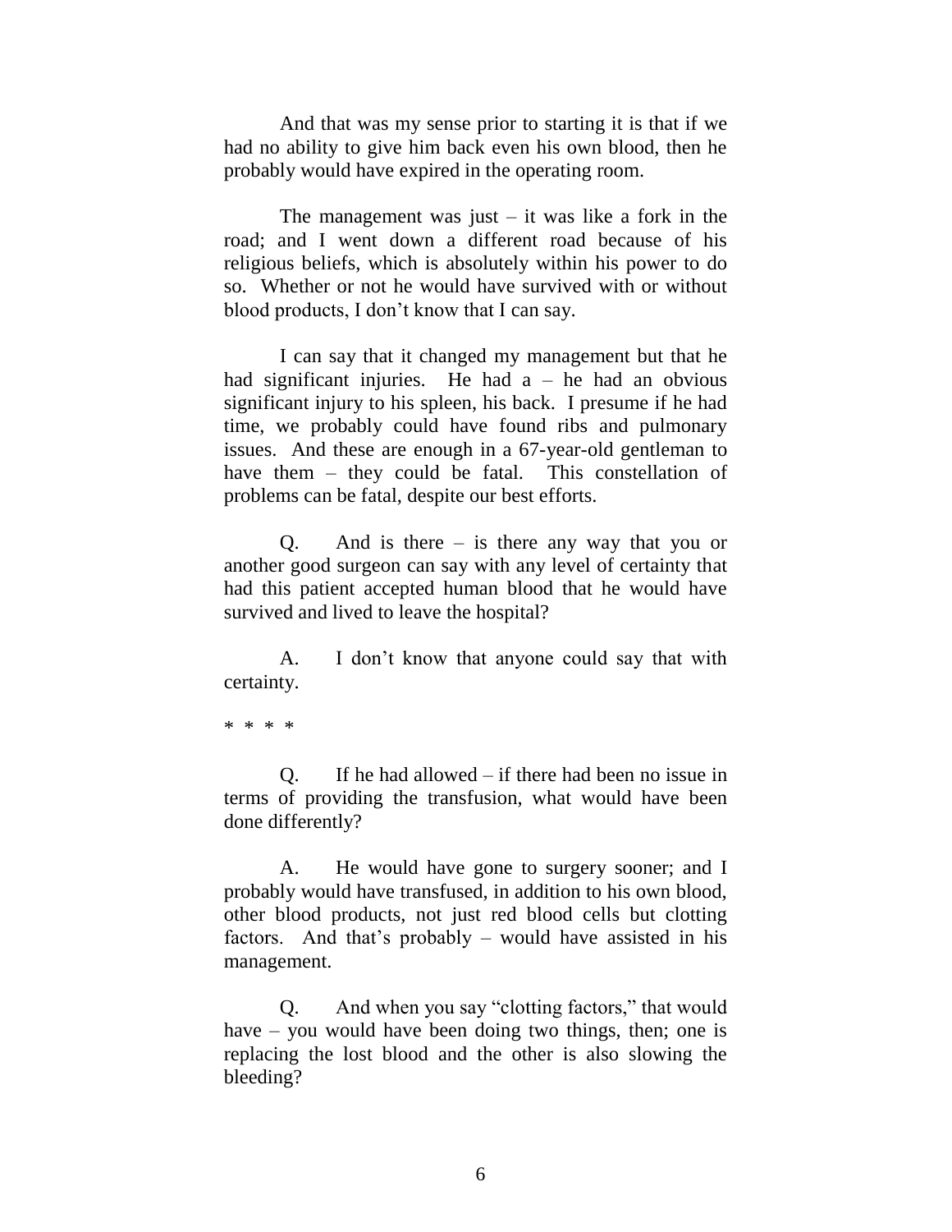And that was my sense prior to starting it is that if we had no ability to give him back even his own blood, then he probably would have expired in the operating room.

The management was just – it was like a fork in the road; and I went down a different road because of his religious beliefs, which is absolutely within his power to do so. Whether or not he would have survived with or without blood products, I don't know that I can say.

I can say that it changed my management but that he had significant injuries. He had a – he had an obvious significant injury to his spleen, his back. I presume if he had time, we probably could have found ribs and pulmonary issues. And these are enough in a 67-year-old gentleman to have them – they could be fatal. This constellation of problems can be fatal, despite our best efforts.

Q. And is there – is there any way that you or another good surgeon can say with any level of certainty that had this patient accepted human blood that he would have survived and lived to leave the hospital?

A. I don't know that anyone could say that with certainty.

* * * *

Q. If he had allowed – if there had been no issue in terms of providing the transfusion, what would have been done differently?

A. He would have gone to surgery sooner; and I probably would have transfused, in addition to his own blood, other blood products, not just red blood cells but clotting factors. And that's probably – would have assisted in his management.

Q. And when you say "clotting factors," that would have – you would have been doing two things, then; one is replacing the lost blood and the other is also slowing the bleeding?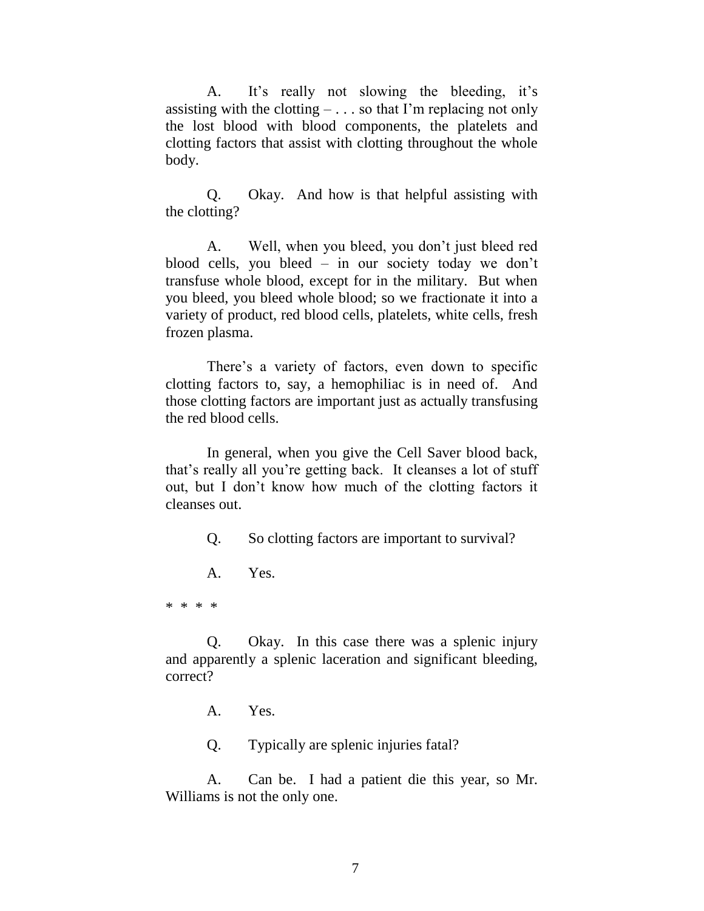A. It's really not slowing the bleeding, it's assisting with the clotting – . . . so that I'm replacing not only the lost blood with blood components, the platelets and clotting factors that assist with clotting throughout the whole body.

Q. Okay. And how is that helpful assisting with the clotting?

A. Well, when you bleed, you don't just bleed red blood cells, you bleed – in our society today we don't transfuse whole blood, except for in the military. But when you bleed, you bleed whole blood; so we fractionate it into a variety of product, red blood cells, platelets, white cells, fresh frozen plasma.

There's a variety of factors, even down to specific clotting factors to, say, a hemophiliac is in need of. And those clotting factors are important just as actually transfusing the red blood cells.

In general, when you give the Cell Saver blood back, that's really all you're getting back. It cleanses a lot of stuff out, but I don't know how much of the clotting factors it cleanses out.

Q. So clotting factors are important to survival?

A. Yes.

\* \* \* \*

Q. Okay. In this case there was a splenic injury and apparently a splenic laceration and significant bleeding, correct?

A. Yes.

Q. Typically are splenic injuries fatal?

A. Can be. I had a patient die this year, so Mr. Williams is not the only one.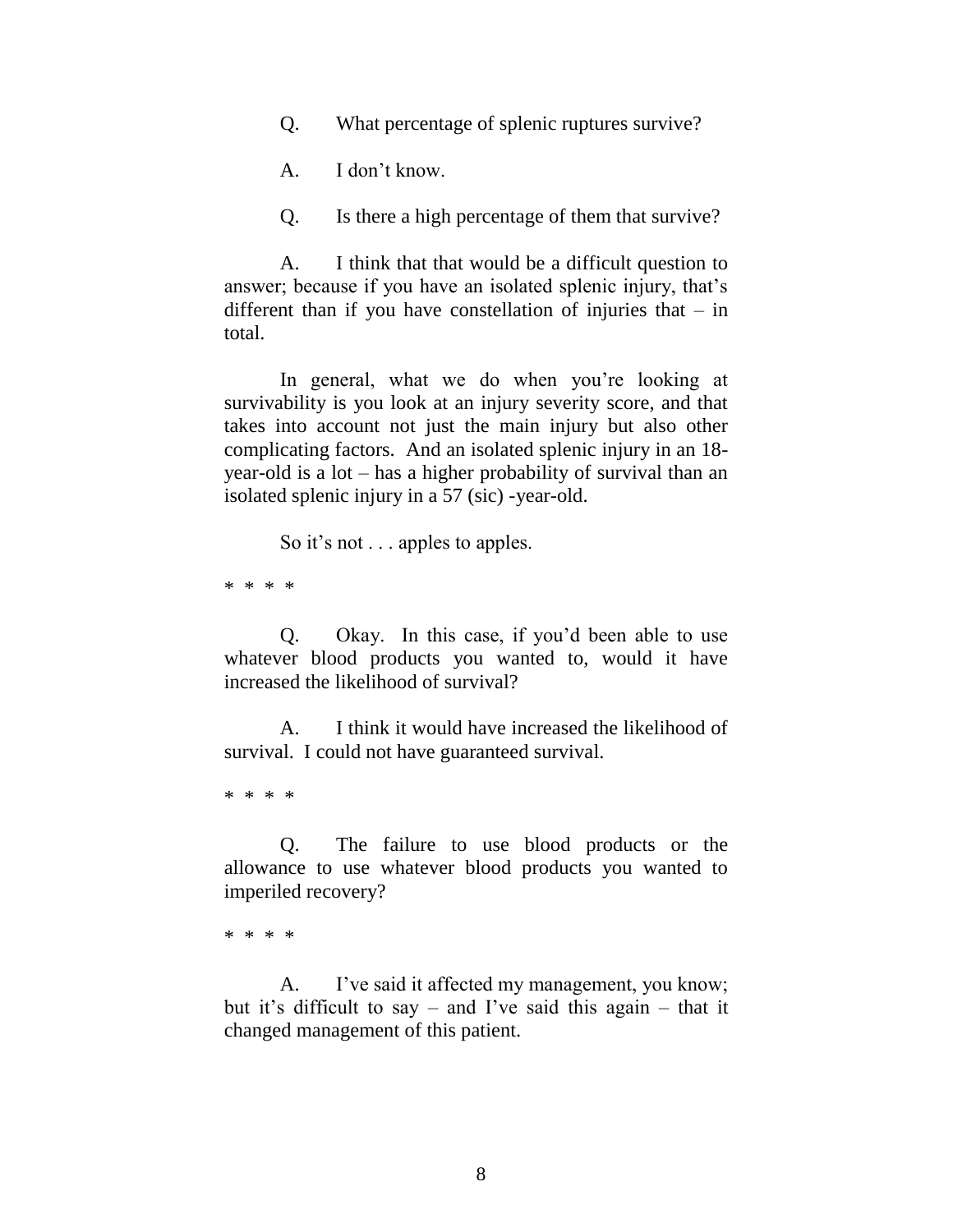Q. What percentage of splenic ruptures survive?

A. I don't know.

Q. Is there a high percentage of them that survive?

A. I think that that would be a difficult question to answer; because if you have an isolated splenic injury, that's different than if you have constellation of injuries that – in total.

In general, what we do when you're looking at survivability is you look at an injury severity score, and that takes into account not just the main injury but also other complicating factors. And an isolated splenic injury in an 18-year-old is a lot – has a higher probability of survival than an isolated splenic injury in a 57 (sic) -year-old.

So it's not . . . apples to apples.

\* \* \* \*

Q. Okay. In this case, if you'd been able to use whatever blood products you wanted to, would it have increased the likelihood of survival?

A. I think it would have increased the likelihood of survival. I could not have guaranteed survival.

\* \* \* \*

Q. The failure to use blood products or the allowance to use whatever blood products you wanted to imperiled recovery?

\* \* \* \*

A. I've said it affected my management, you know; but it's difficult to say – and I've said this again – that it changed management of this patient.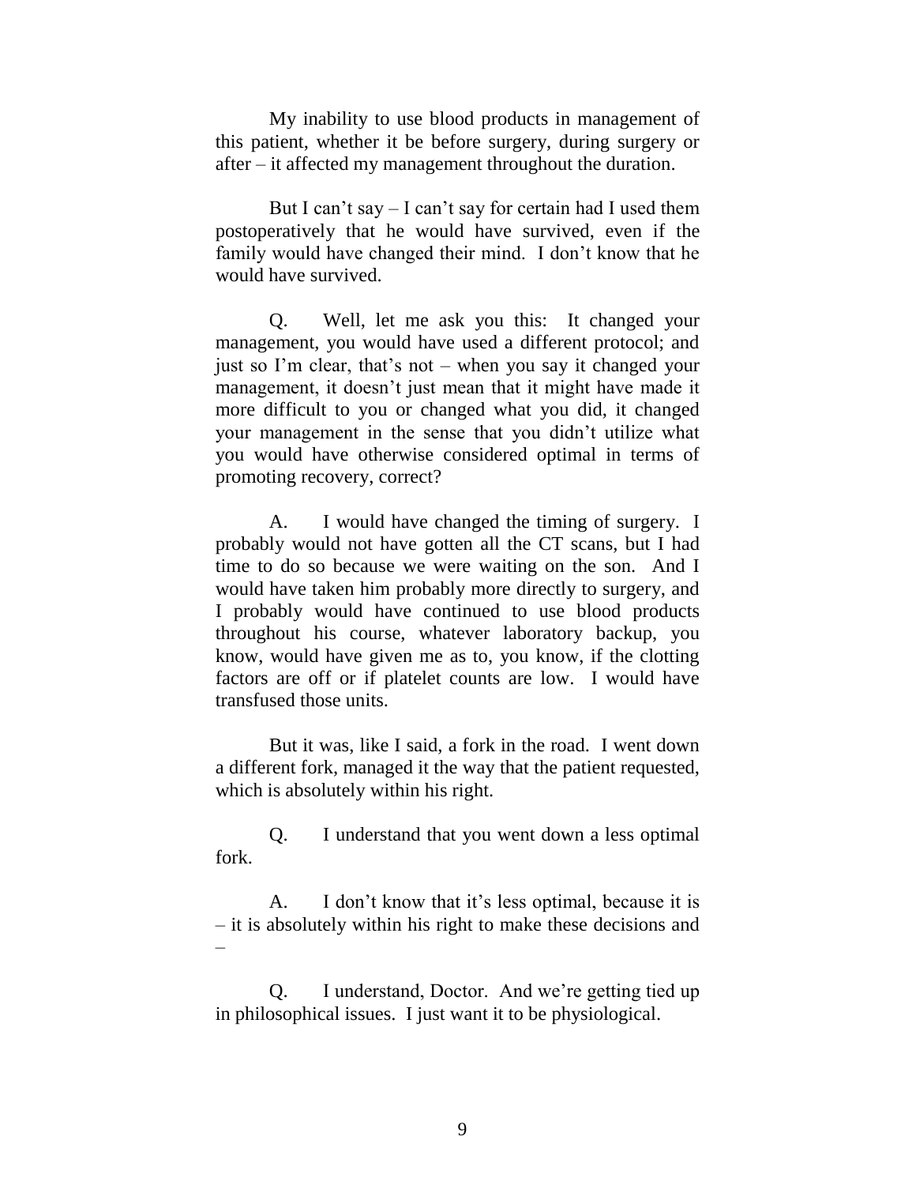My inability to use blood products in management of this patient, whether it be before surgery, during surgery or after – it affected my management throughout the duration.

But I can't say – I can't say for certain had I used them postoperatively that he would have survived, even if the family would have changed their mind. I don't know that he would have survived.

Q. Well, let me ask you this: It changed your management, you would have used a different protocol; and just so I'm clear, that's not – when you say it changed your management, it doesn't just mean that it might have made it more difficult to you or changed what you did, it changed your management in the sense that you didn't utilize what you would have otherwise considered optimal in terms of promoting recovery, correct?

A. I would have changed the timing of surgery. I probably would not have gotten all the CT scans, but I had time to do so because we were waiting on the son. And I would have taken him probably more directly to surgery, and I probably would have continued to use blood products throughout his course, whatever laboratory backup, you know, would have given me as to, you know, if the clotting factors are off or if platelet counts are low. I would have transfused those units.

But it was, like I said, a fork in the road. I went down a different fork, managed it the way that the patient requested, which is absolutely within his right.

Q. I understand that you went down a less optimal fork.

A. I don't know that it's less optimal, because it is – it is absolutely within his right to make these decisions and –

Q. I understand, Doctor. And we're getting tied up in philosophical issues. I just want it to be physiological.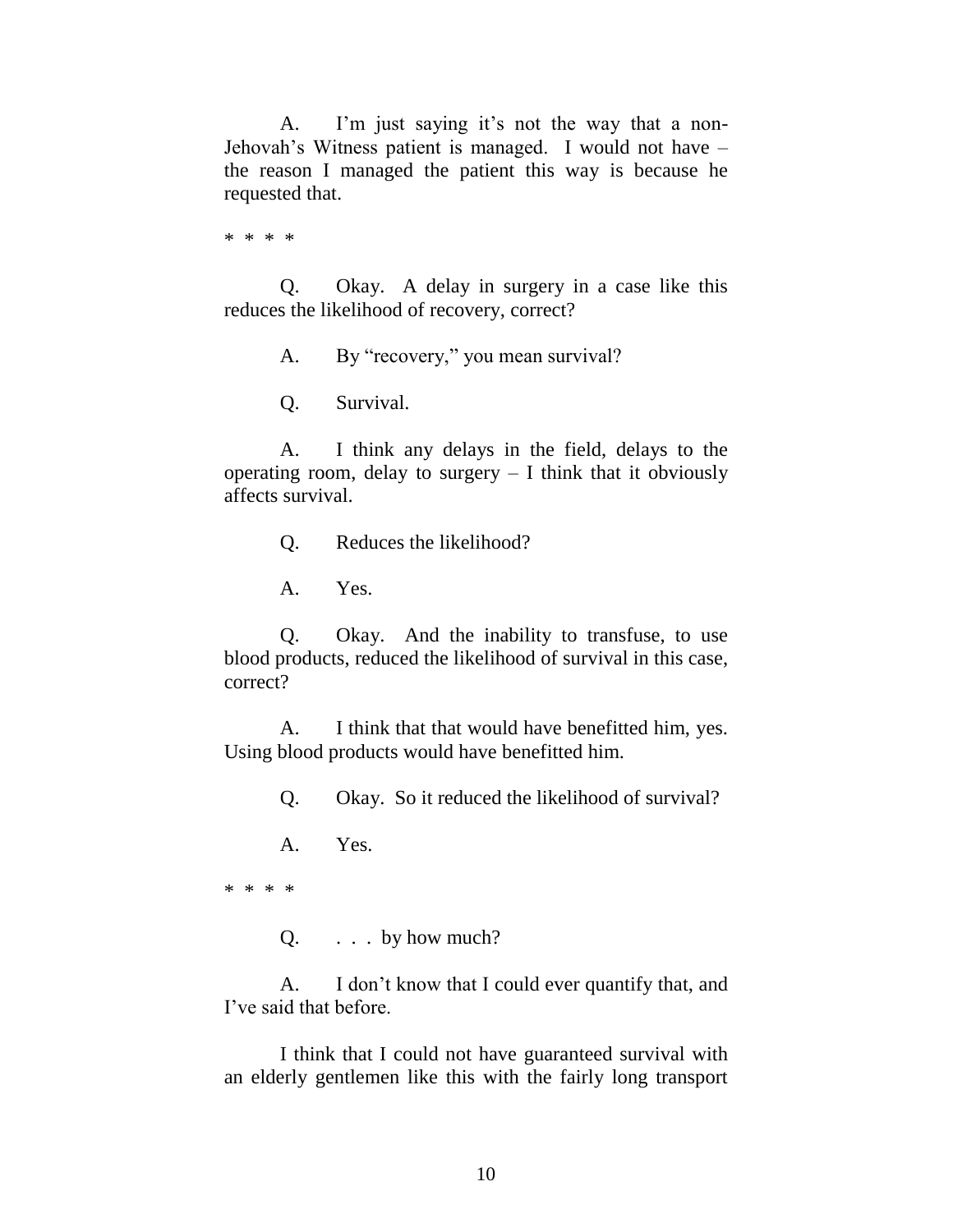A. I'm just saying it's not the way that a non-Jehovah's Witness patient is managed. I would not have – the reason I managed the patient this way is because he requested that.

* * * *

Q. Okay. A delay in surgery in a case like this reduces the likelihood of recovery, correct?

A. By "recovery," you mean survival?

Q. Survival.

A. I think any delays in the field, delays to the operating room, delay to surgery – I think that it obviously affects survival.

Q. Reduces the likelihood?

A. Yes.

Q. Okay. And the inability to transfuse, to use blood products, reduced the likelihood of survival in this case, correct?

A. I think that that would have benefitted him, yes. Using blood products would have benefitted him.

Q. Okay. So it reduced the likelihood of survival?

A. Yes.

* * * *

Q. . . . by how much?

A. I don't know that I could ever quantify that, and I've said that before.

I think that I could not have guaranteed survival with an elderly gentlemen like this with the fairly long transport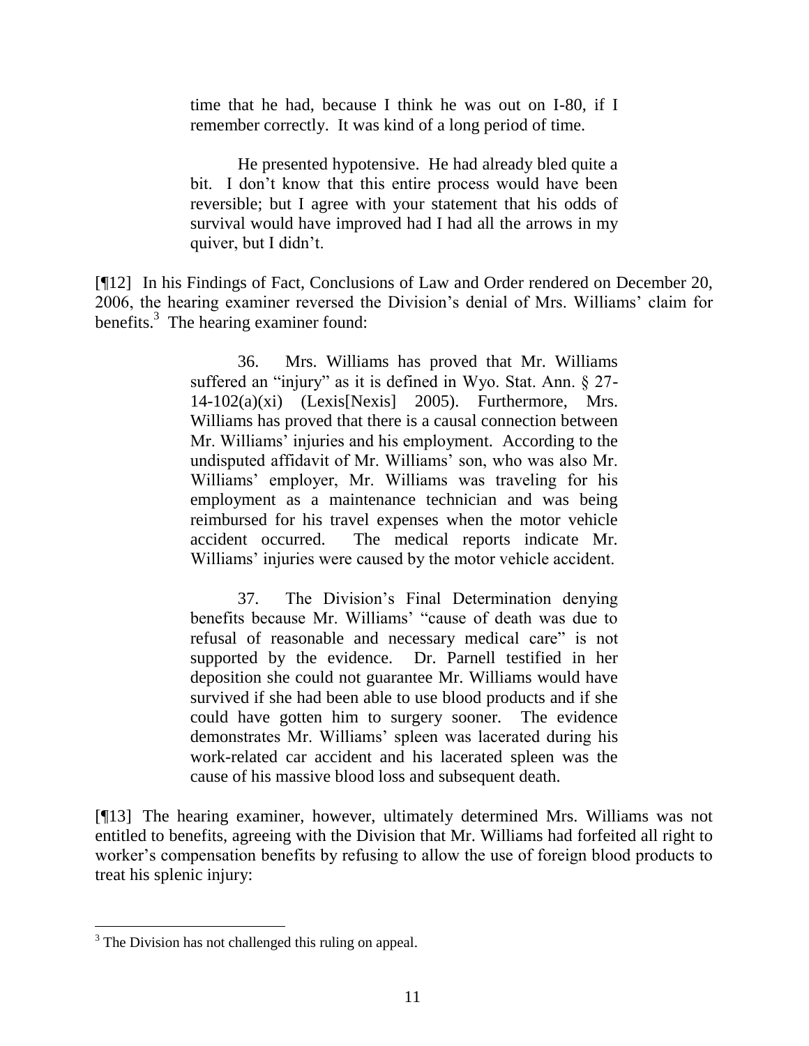> time that he had, because I think he was out on I-80, if I remember correctly. It was kind of a long period of time.
>
> He presented hypotensive. He had already bled quite a bit. I don't know that this entire process would have been reversible; but I agree with your statement that his odds of survival would have improved had I had all the arrows in my quiver, but I didn't.

[¶12] In his Findings of Fact, Conclusions of Law and Order rendered on December 20, 2006, the hearing examiner reversed the Division's denial of Mrs. Williams' claim for benefits.[3] The hearing examiner found:

> 36. Mrs. Williams has proved that Mr. Williams suffered an "injury" as it is defined in Wyo. Stat. Ann. § 27-14-102(a)(xi) (Lexis[Nexis] 2005). Furthermore, Mrs. Williams has proved that there is a causal connection between Mr. Williams' injuries and his employment. According to the undisputed affidavit of Mr. Williams' son, who was also Mr. Williams' employer, Mr. Williams was traveling for his employment as a maintenance technician and was being reimbursed for his travel expenses when the motor vehicle accident occurred. The medical reports indicate Mr. Williams' injuries were caused by the motor vehicle accident.
>
> 37. The Division's Final Determination denying benefits because Mr. Williams' "cause of death was due to refusal of reasonable and necessary medical care" is not supported by the evidence. Dr. Parnell testified in her deposition she could not guarantee Mr. Williams would have survived if she had been able to use blood products and if she could have gotten him to surgery sooner. The evidence demonstrates Mr. Williams' spleen was lacerated during his work-related car accident and his lacerated spleen was the cause of his massive blood loss and subsequent death.

[¶13] The hearing examiner, however, ultimately determined Mrs. Williams was not entitled to benefits, agreeing with the Division that Mr. Williams had forfeited all right to worker's compensation benefits by refusing to allow the use of foreign blood products to treat his splenic injury:

---

[3] The Division has not challenged this ruling on appeal.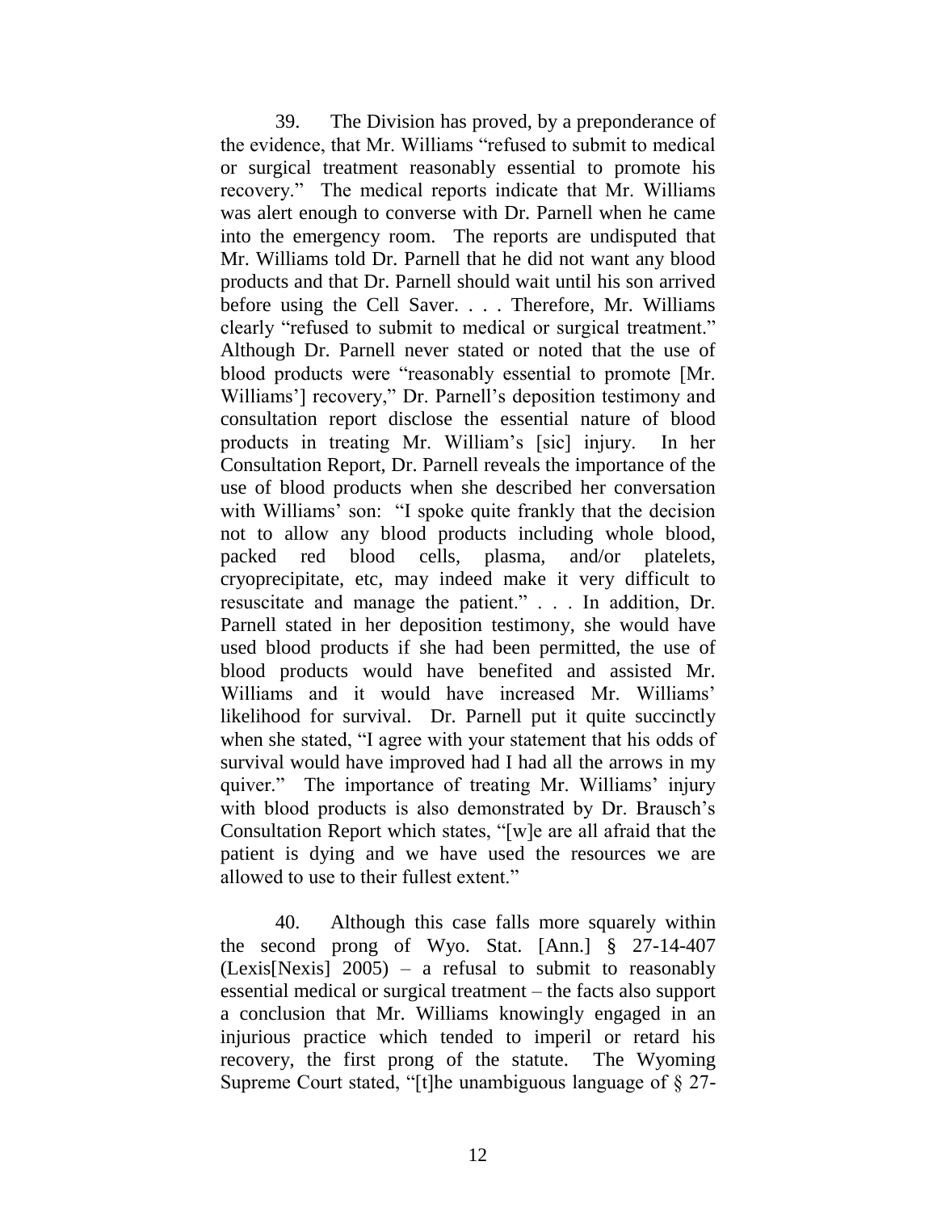39. The Division has proved, by a preponderance of the evidence, that Mr. Williams "refused to submit to medical or surgical treatment reasonably essential to promote his recovery." The medical reports indicate that Mr. Williams was alert enough to converse with Dr. Parnell when he came into the emergency room. The reports are undisputed that Mr. Williams told Dr. Parnell that he did not want any blood products and that Dr. Parnell should wait until his son arrived before using the Cell Saver. . . . Therefore, Mr. Williams clearly "refused to submit to medical or surgical treatment." Although Dr. Parnell never stated or noted that the use of blood products were "reasonably essential to promote [Mr. Williams'] recovery," Dr. Parnell's deposition testimony and consultation report disclose the essential nature of blood products in treating Mr. William's [sic] injury. In her Consultation Report, Dr. Parnell reveals the importance of the use of blood products when she described her conversation with Williams' son: "I spoke quite frankly that the decision not to allow any blood products including whole blood, packed red blood cells, plasma, and/or platelets, cryoprecipitate, etc, may indeed make it very difficult to resuscitate and manage the patient." . . . In addition, Dr. Parnell stated in her deposition testimony, she would have used blood products if she had been permitted, the use of blood products would have benefited and assisted Mr. Williams and it would have increased Mr. Williams' likelihood for survival. Dr. Parnell put it quite succinctly when she stated, "I agree with your statement that his odds of survival would have improved had I had all the arrows in my quiver." The importance of treating Mr. Williams' injury with blood products is also demonstrated by Dr. Brausch's Consultation Report which states, "[w]e are all afraid that the patient is dying and we have used the resources we are allowed to use to their fullest extent."

40. Although this case falls more squarely within the second prong of Wyo. Stat. [Ann.] § 27-14-407 (Lexis[Nexis] 2005) – a refusal to submit to reasonably essential medical or surgical treatment – the facts also support a conclusion that Mr. Williams knowingly engaged in an injurious practice which tended to imperil or retard his recovery, the first prong of the statute. The Wyoming Supreme Court stated, "[t]he unambiguous language of § 27-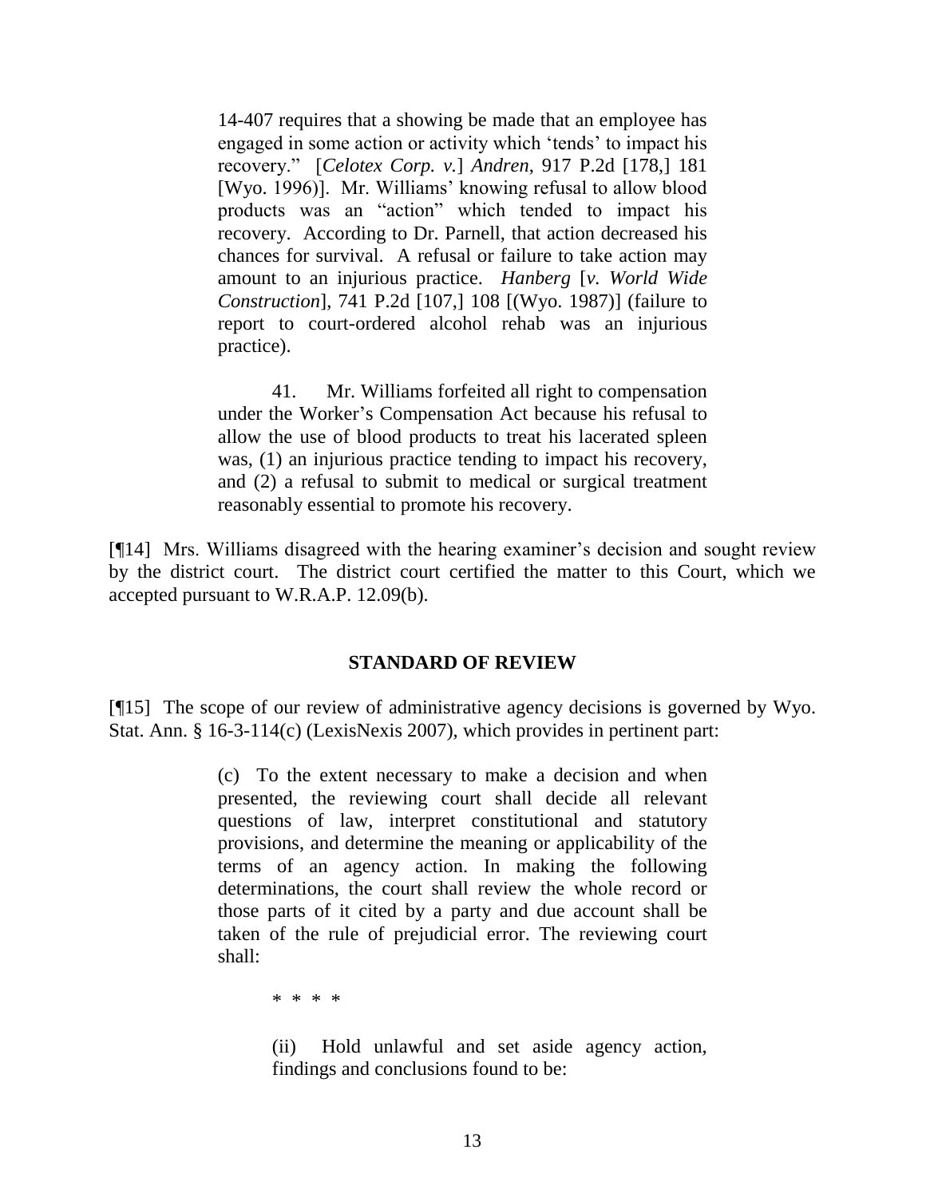> 14-407 requires that a showing be made that an employee has engaged in some action or activity which 'tends' to impact his recovery." [*Celotex Corp. v.*] *Andren*, 917 P.2d [178,] 181 [Wyo. 1996)]. Mr. Williams' knowing refusal to allow blood products was an "action" which tended to impact his recovery. According to Dr. Parnell, that action decreased his chances for survival. A refusal or failure to take action may amount to an injurious practice. *Hanberg* [*v. World Wide Construction*], 741 P.2d [107,] 108 [(Wyo. 1987)] (failure to report to court-ordered alcohol rehab was an injurious practice).
>
> 41. Mr. Williams forfeited all right to compensation under the Worker's Compensation Act because his refusal to allow the use of blood products to treat his lacerated spleen was, (1) an injurious practice tending to impact his recovery, and (2) a refusal to submit to medical or surgical treatment reasonably essential to promote his recovery.

[¶14] Mrs. Williams disagreed with the hearing examiner's decision and sought review by the district court. The district court certified the matter to this Court, which we accepted pursuant to W.R.A.P. 12.09(b).

## STANDARD OF REVIEW

[¶15] The scope of our review of administrative agency decisions is governed by Wyo. Stat. Ann. § 16-3-114(c) (LexisNexis 2007), which provides in pertinent part:

> (c) To the extent necessary to make a decision and when presented, the reviewing court shall decide all relevant questions of law, interpret constitutional and statutory provisions, and determine the meaning or applicability of the terms of an agency action. In making the following determinations, the court shall review the whole record or those parts of it cited by a party and due account shall be taken of the rule of prejudicial error. The reviewing court shall:
>
> \* \* \* \*
>
> (ii) Hold unlawful and set aside agency action, findings and conclusions found to be: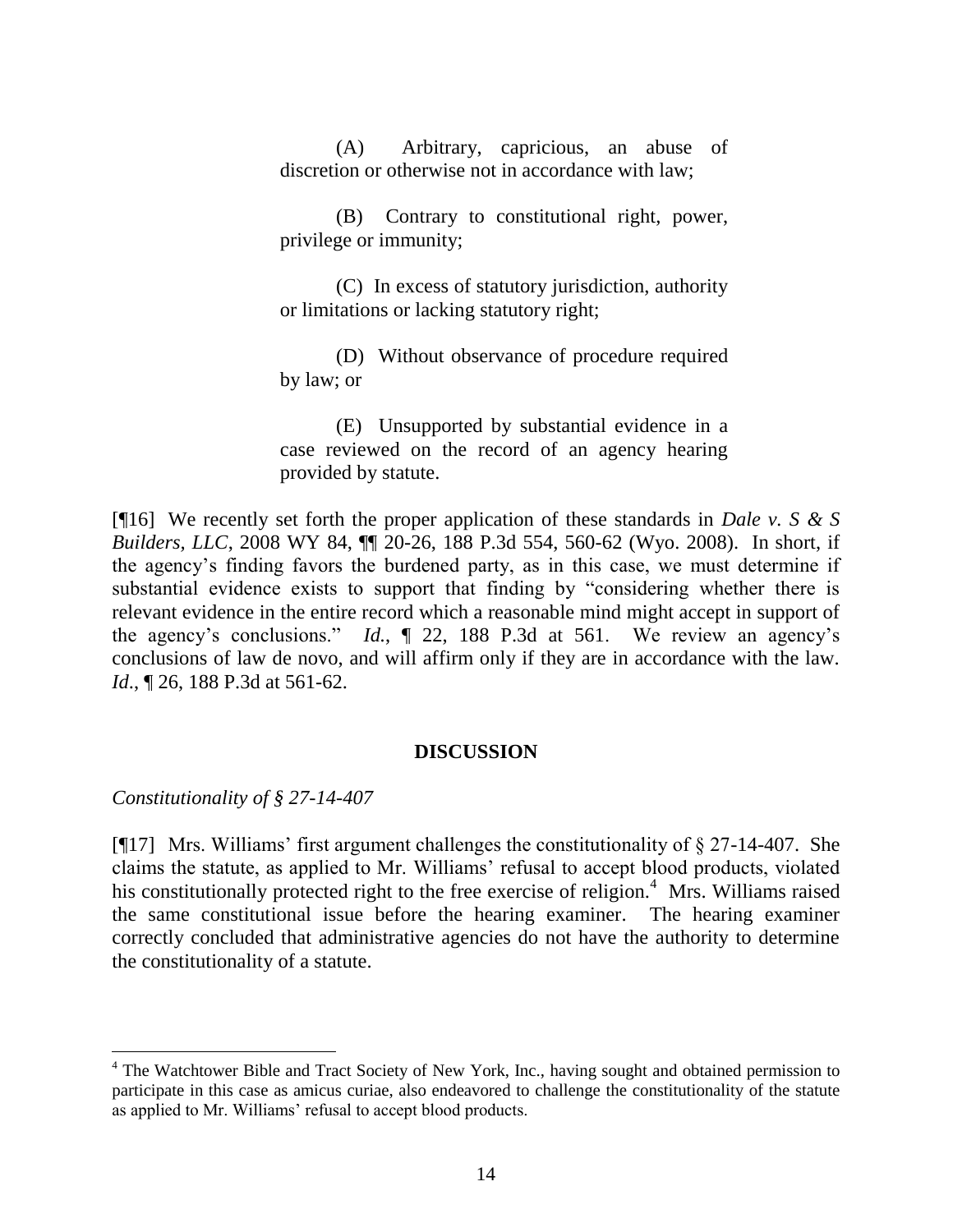(A) Arbitrary, capricious, an abuse of discretion or otherwise not in accordance with law;

(B) Contrary to constitutional right, power, privilege or immunity;

(C) In excess of statutory jurisdiction, authority or limitations or lacking statutory right;

(D) Without observance of procedure required by law; or

(E) Unsupported by substantial evidence in a case reviewed on the record of an agency hearing provided by statute.

[¶16] We recently set forth the proper application of these standards in *Dale v. S & S Builders, LLC*, 2008 WY 84, ¶¶ 20-26, 188 P.3d 554, 560-62 (Wyo. 2008). In short, if the agency's finding favors the burdened party, as in this case, we must determine if substantial evidence exists to support that finding by "considering whether there is relevant evidence in the entire record which a reasonable mind might accept in support of the agency's conclusions." *Id.*, ¶ 22, 188 P.3d at 561. We review an agency's conclusions of law de novo, and will affirm only if they are in accordance with the law. *Id.*, ¶ 26, 188 P.3d at 561-62.

## DISCUSSION

*Constitutionality of § 27-14-407*

[¶17] Mrs. Williams' first argument challenges the constitutionality of § 27-14-407. She claims the statute, as applied to Mr. Williams' refusal to accept blood products, violated his constitutionally protected right to the free exercise of religion.[4] Mrs. Williams raised the same constitutional issue before the hearing examiner. The hearing examiner correctly concluded that administrative agencies do not have the authority to determine the constitutionality of a statute.

---

[4] The Watchtower Bible and Tract Society of New York, Inc., having sought and obtained permission to participate in this case as amicus curiae, also endeavored to challenge the constitutionality of the statute as applied to Mr. Williams' refusal to accept blood products.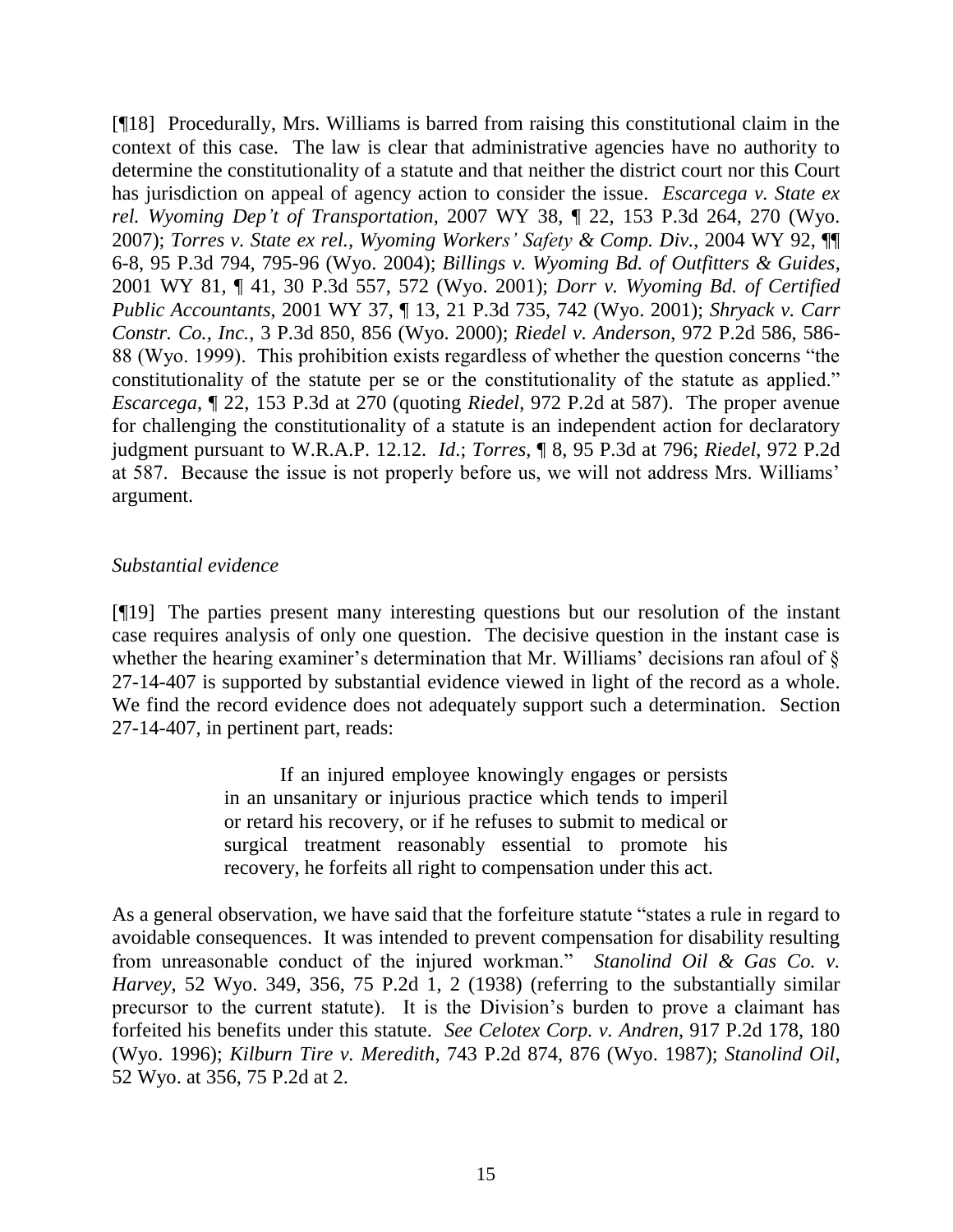[¶18] Procedurally, Mrs. Williams is barred from raising this constitutional claim in the context of this case. The law is clear that administrative agencies have no authority to determine the constitutionality of a statute and that neither the district court nor this Court has jurisdiction on appeal of agency action to consider the issue. *Escarcega v. State ex rel. Wyoming Dep't of Transportation*, 2007 WY 38, ¶ 22, 153 P.3d 264, 270 (Wyo. 2007); *Torres v. State ex rel., Wyoming Workers' Safety & Comp. Div.*, 2004 WY 92, ¶¶ 6-8, 95 P.3d 794, 795-96 (Wyo. 2004); *Billings v. Wyoming Bd. of Outfitters & Guides*, 2001 WY 81, ¶ 41, 30 P.3d 557, 572 (Wyo. 2001); *Dorr v. Wyoming Bd. of Certified Public Accountants*, 2001 WY 37, ¶ 13, 21 P.3d 735, 742 (Wyo. 2001); *Shryack v. Carr Constr. Co., Inc.*, 3 P.3d 850, 856 (Wyo. 2000); *Riedel v. Anderson*, 972 P.2d 586, 586-88 (Wyo. 1999). This prohibition exists regardless of whether the question concerns "the constitutionality of the statute per se or the constitutionality of the statute as applied." *Escarcega*, ¶ 22, 153 P.3d at 270 (quoting *Riedel*, 972 P.2d at 587). The proper avenue for challenging the constitutionality of a statute is an independent action for declaratory judgment pursuant to W.R.A.P. 12.12. *Id.*; *Torres*, ¶ 8, 95 P.3d at 796; *Riedel*, 972 P.2d at 587. Because the issue is not properly before us, we will not address Mrs. Williams' argument.

*Substantial evidence*

[¶19] The parties present many interesting questions but our resolution of the instant case requires analysis of only one question. The decisive question in the instant case is whether the hearing examiner's determination that Mr. Williams' decisions ran afoul of § 27-14-407 is supported by substantial evidence viewed in light of the record as a whole. We find the record evidence does not adequately support such a determination. Section 27-14-407, in pertinent part, reads:

> If an injured employee knowingly engages or persists in an unsanitary or injurious practice which tends to imperil or retard his recovery, or if he refuses to submit to medical or surgical treatment reasonably essential to promote his recovery, he forfeits all right to compensation under this act.

As a general observation, we have said that the forfeiture statute "states a rule in regard to avoidable consequences. It was intended to prevent compensation for disability resulting from unreasonable conduct of the injured workman." *Stanolind Oil & Gas Co. v. Harvey*, 52 Wyo. 349, 356, 75 P.2d 1, 2 (1938) (referring to the substantially similar precursor to the current statute). It is the Division's burden to prove a claimant has forfeited his benefits under this statute. *See Celotex Corp. v. Andren*, 917 P.2d 178, 180 (Wyo. 1996); *Kilburn Tire v. Meredith*, 743 P.2d 874, 876 (Wyo. 1987); *Stanolind Oil*, 52 Wyo. at 356, 75 P.2d at 2.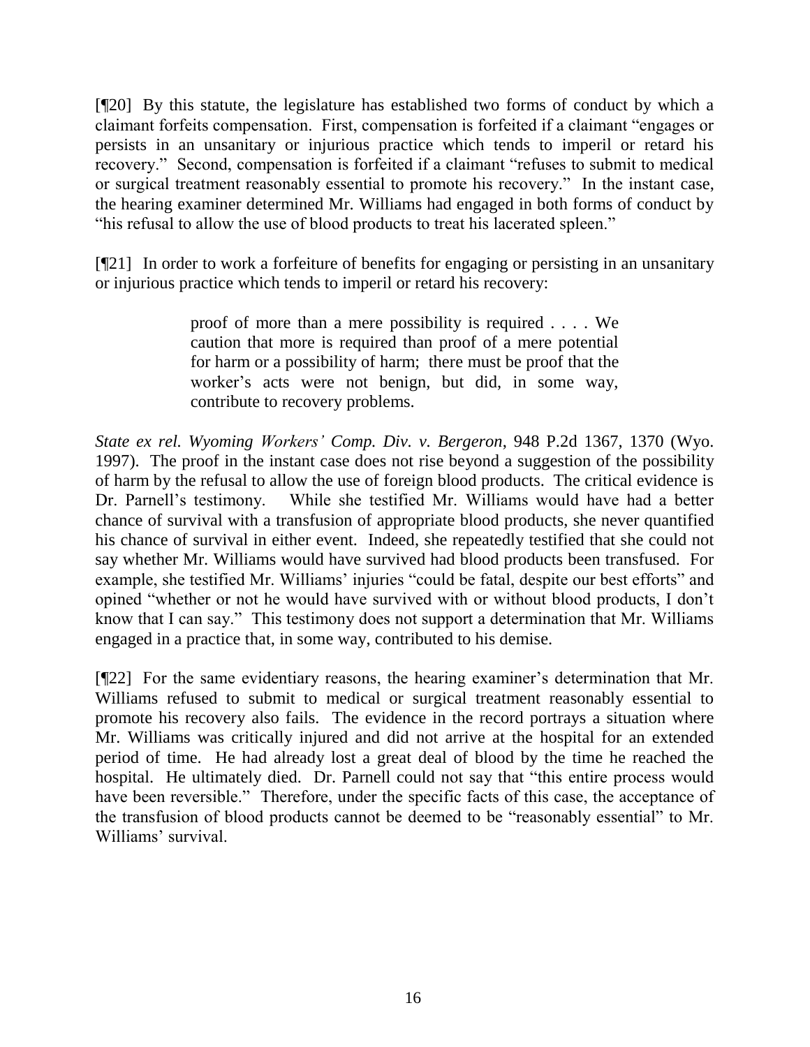[¶20] By this statute, the legislature has established two forms of conduct by which a claimant forfeits compensation. First, compensation is forfeited if a claimant "engages or persists in an unsanitary or injurious practice which tends to imperil or retard his recovery." Second, compensation is forfeited if a claimant "refuses to submit to medical or surgical treatment reasonably essential to promote his recovery." In the instant case, the hearing examiner determined Mr. Williams had engaged in both forms of conduct by "his refusal to allow the use of blood products to treat his lacerated spleen."

[¶21] In order to work a forfeiture of benefits for engaging or persisting in an unsanitary or injurious practice which tends to imperil or retard his recovery:

> proof of more than a mere possibility is required . . . . We caution that more is required than proof of a mere potential for harm or a possibility of harm; there must be proof that the worker's acts were not benign, but did, in some way, contribute to recovery problems.

*State ex rel. Wyoming Workers' Comp. Div. v. Bergeron*, 948 P.2d 1367, 1370 (Wyo. 1997). The proof in the instant case does not rise beyond a suggestion of the possibility of harm by the refusal to allow the use of foreign blood products. The critical evidence is Dr. Parnell's testimony. While she testified Mr. Williams would have had a better chance of survival with a transfusion of appropriate blood products, she never quantified his chance of survival in either event. Indeed, she repeatedly testified that she could not say whether Mr. Williams would have survived had blood products been transfused. For example, she testified Mr. Williams' injuries "could be fatal, despite our best efforts" and opined "whether or not he would have survived with or without blood products, I don't know that I can say." This testimony does not support a determination that Mr. Williams engaged in a practice that, in some way, contributed to his demise.

[¶22] For the same evidentiary reasons, the hearing examiner's determination that Mr. Williams refused to submit to medical or surgical treatment reasonably essential to promote his recovery also fails. The evidence in the record portrays a situation where Mr. Williams was critically injured and did not arrive at the hospital for an extended period of time. He had already lost a great deal of blood by the time he reached the hospital. He ultimately died. Dr. Parnell could not say that "this entire process would have been reversible." Therefore, under the specific facts of this case, the acceptance of the transfusion of blood products cannot be deemed to be "reasonably essential" to Mr. Williams' survival.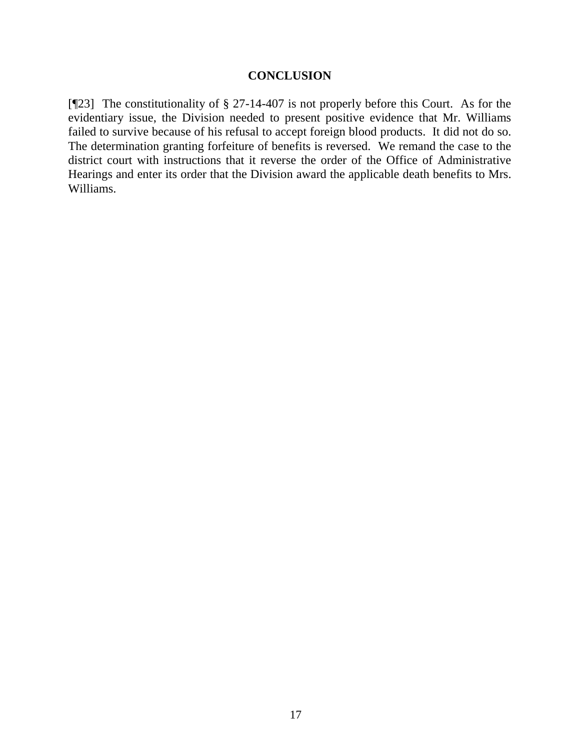## CONCLUSION

[¶23] The constitutionality of § 27-14-407 is not properly before this Court. As for the evidentiary issue, the Division needed to present positive evidence that Mr. Williams failed to survive because of his refusal to accept foreign blood products. It did not do so. The determination granting forfeiture of benefits is reversed. We remand the case to the district court with instructions that it reverse the order of the Office of Administrative Hearings and enter its order that the Division award the applicable death benefits to Mrs. Williams.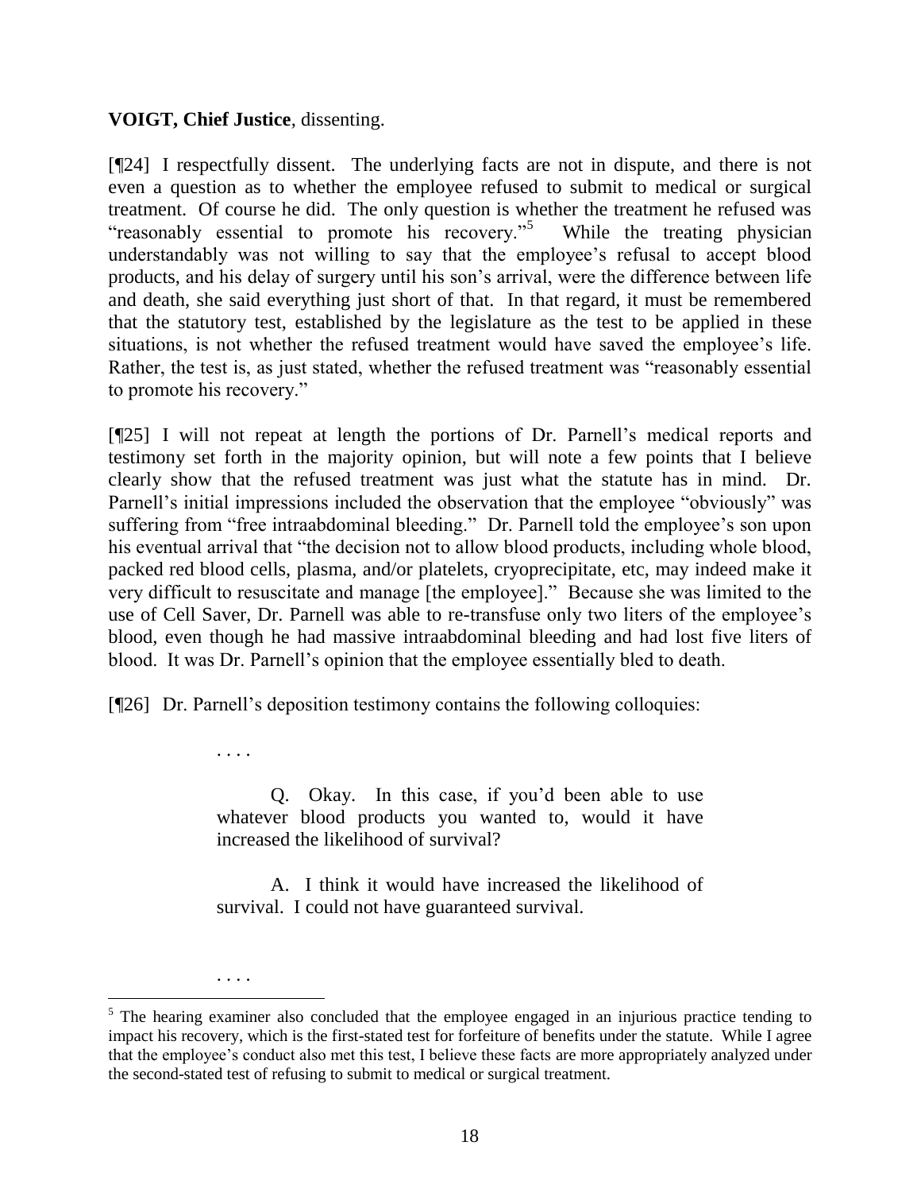**VOIGT, Chief Justice**, dissenting.

[¶24] I respectfully dissent. The underlying facts are not in dispute, and there is not even a question as to whether the employee refused to submit to medical or surgical treatment. Of course he did. The only question is whether the treatment he refused was "reasonably essential to promote his recovery."[5] While the treating physician understandably was not willing to say that the employee's refusal to accept blood products, and his delay of surgery until his son's arrival, were the difference between life and death, she said everything just short of that. In that regard, it must be remembered that the statutory test, established by the legislature as the test to be applied in these situations, is not whether the refused treatment would have saved the employee's life. Rather, the test is, as just stated, whether the refused treatment was "reasonably essential to promote his recovery."

[¶25] I will not repeat at length the portions of Dr. Parnell's medical reports and testimony set forth in the majority opinion, but will note a few points that I believe clearly show that the refused treatment was just what the statute has in mind. Dr. Parnell's initial impressions included the observation that the employee "obviously" was suffering from "free intraabdominal bleeding." Dr. Parnell told the employee's son upon his eventual arrival that "the decision not to allow blood products, including whole blood, packed red blood cells, plasma, and/or platelets, cryoprecipitate, etc, may indeed make it very difficult to resuscitate and manage [the employee]." Because she was limited to the use of Cell Saver, Dr. Parnell was able to re-transfuse only two liters of the employee's blood, even though he had massive intraabdominal bleeding and had lost five liters of blood. It was Dr. Parnell's opinion that the employee essentially bled to death.

[¶26] Dr. Parnell's deposition testimony contains the following colloquies:

> . . . .
>
> Q. Okay. In this case, if you'd been able to use whatever blood products you wanted to, would it have increased the likelihood of survival?
>
> A. I think it would have increased the likelihood of survival. I could not have guaranteed survival.
>
> . . . .

[5] The hearing examiner also concluded that the employee engaged in an injurious practice tending to impact his recovery, which is the first-stated test for forfeiture of benefits under the statute. While I agree that the employee's conduct also met this test, I believe these facts are more appropriately analyzed under the second-stated test of refusing to submit to medical or surgical treatment.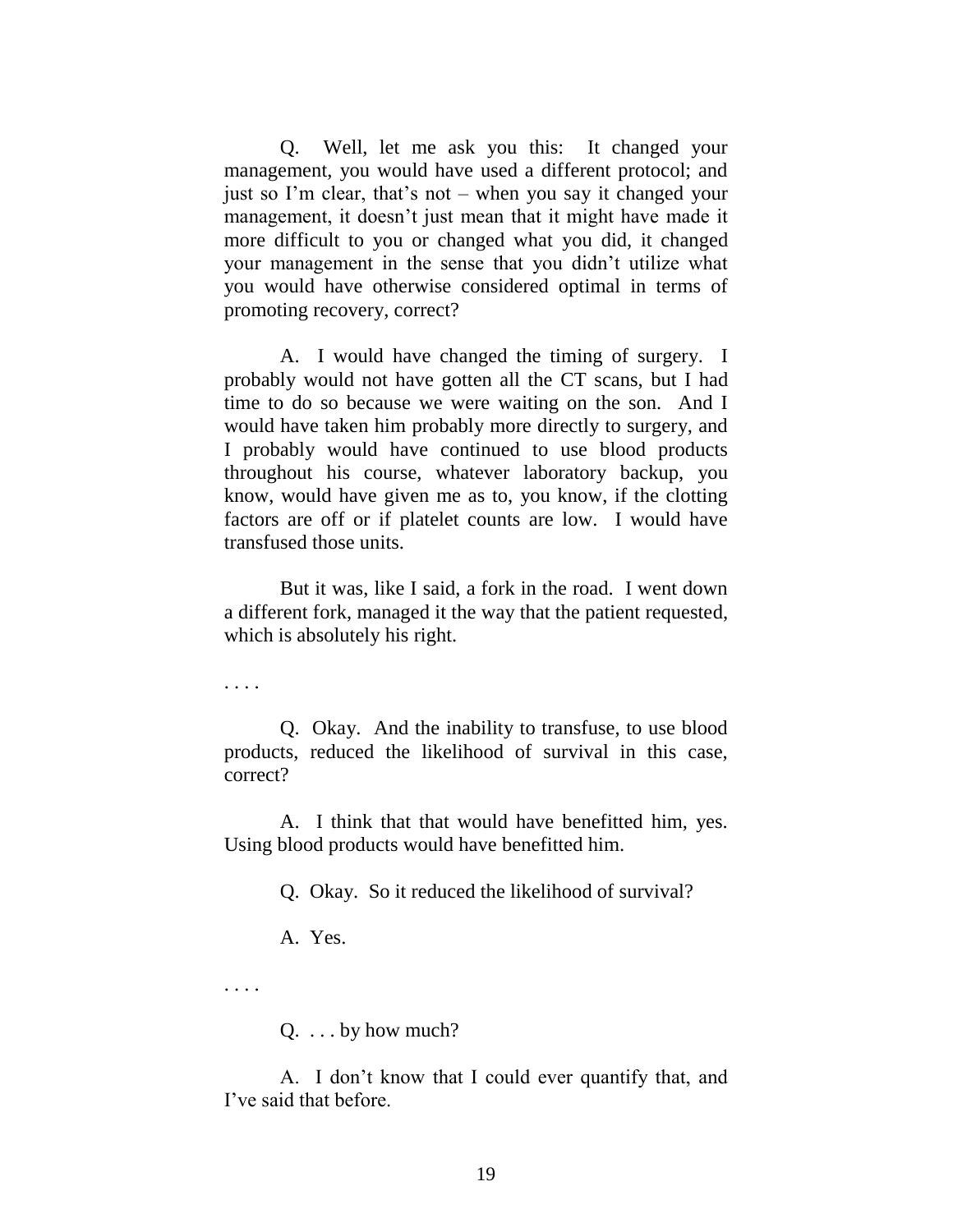Q. Well, let me ask you this: It changed your management, you would have used a different protocol; and just so I'm clear, that's not – when you say it changed your management, it doesn't just mean that it might have made it more difficult to you or changed what you did, it changed your management in the sense that you didn't utilize what you would have otherwise considered optimal in terms of promoting recovery, correct?

A. I would have changed the timing of surgery. I probably would not have gotten all the CT scans, but I had time to do so because we were waiting on the son. And I would have taken him probably more directly to surgery, and I probably would have continued to use blood products throughout his course, whatever laboratory backup, you know, would have given me as to, you know, if the clotting factors are off or if platelet counts are low. I would have transfused those units.

But it was, like I said, a fork in the road. I went down a different fork, managed it the way that the patient requested, which is absolutely his right.

. . . .

Q. Okay. And the inability to transfuse, to use blood products, reduced the likelihood of survival in this case, correct?

A. I think that that would have benefitted him, yes. Using blood products would have benefitted him.

Q. Okay. So it reduced the likelihood of survival?

A. Yes.

. . . .

Q. . . . by how much?

A. I don't know that I could ever quantify that, and I've said that before.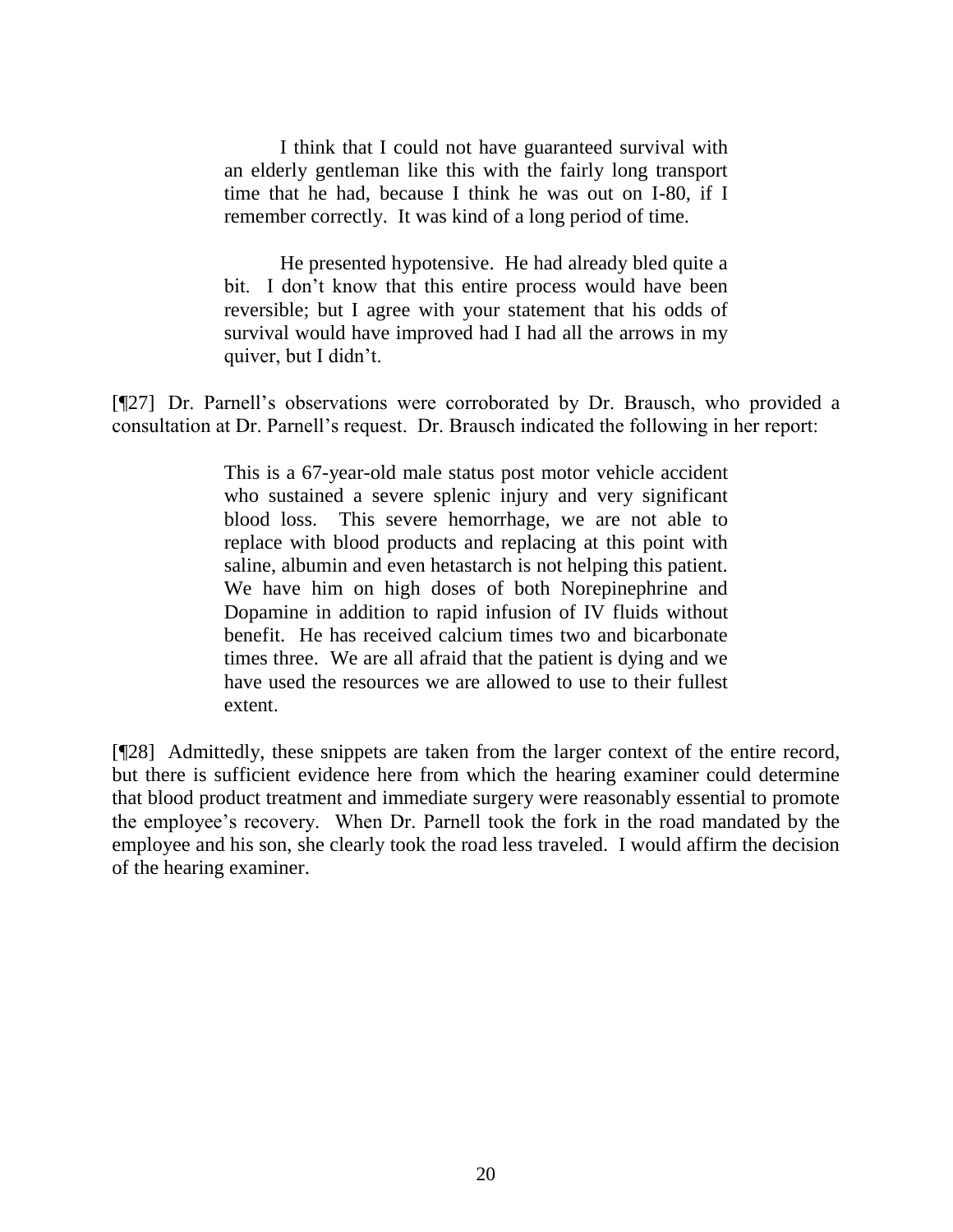> I think that I could not have guaranteed survival with an elderly gentleman like this with the fairly long transport time that he had, because I think he was out on I-80, if I remember correctly. It was kind of a long period of time.
>
> He presented hypotensive. He had already bled quite a bit. I don't know that this entire process would have been reversible; but I agree with your statement that his odds of survival would have improved had I had all the arrows in my quiver, but I didn't.

[¶27] Dr. Parnell's observations were corroborated by Dr. Brausch, who provided a consultation at Dr. Parnell's request. Dr. Brausch indicated the following in her report:

> This is a 67-year-old male status post motor vehicle accident who sustained a severe splenic injury and very significant blood loss. This severe hemorrhage, we are not able to replace with blood products and replacing at this point with saline, albumin and even hetastarch is not helping this patient. We have him on high doses of both Norepinephrine and Dopamine in addition to rapid infusion of IV fluids without benefit. He has received calcium times two and bicarbonate times three. We are all afraid that the patient is dying and we have used the resources we are allowed to use to their fullest extent.

[¶28] Admittedly, these snippets are taken from the larger context of the entire record, but there is sufficient evidence here from which the hearing examiner could determine that blood product treatment and immediate surgery were reasonably essential to promote the employee's recovery. When Dr. Parnell took the fork in the road mandated by the employee and his son, she clearly took the road less traveled. I would affirm the decision of the hearing examiner.